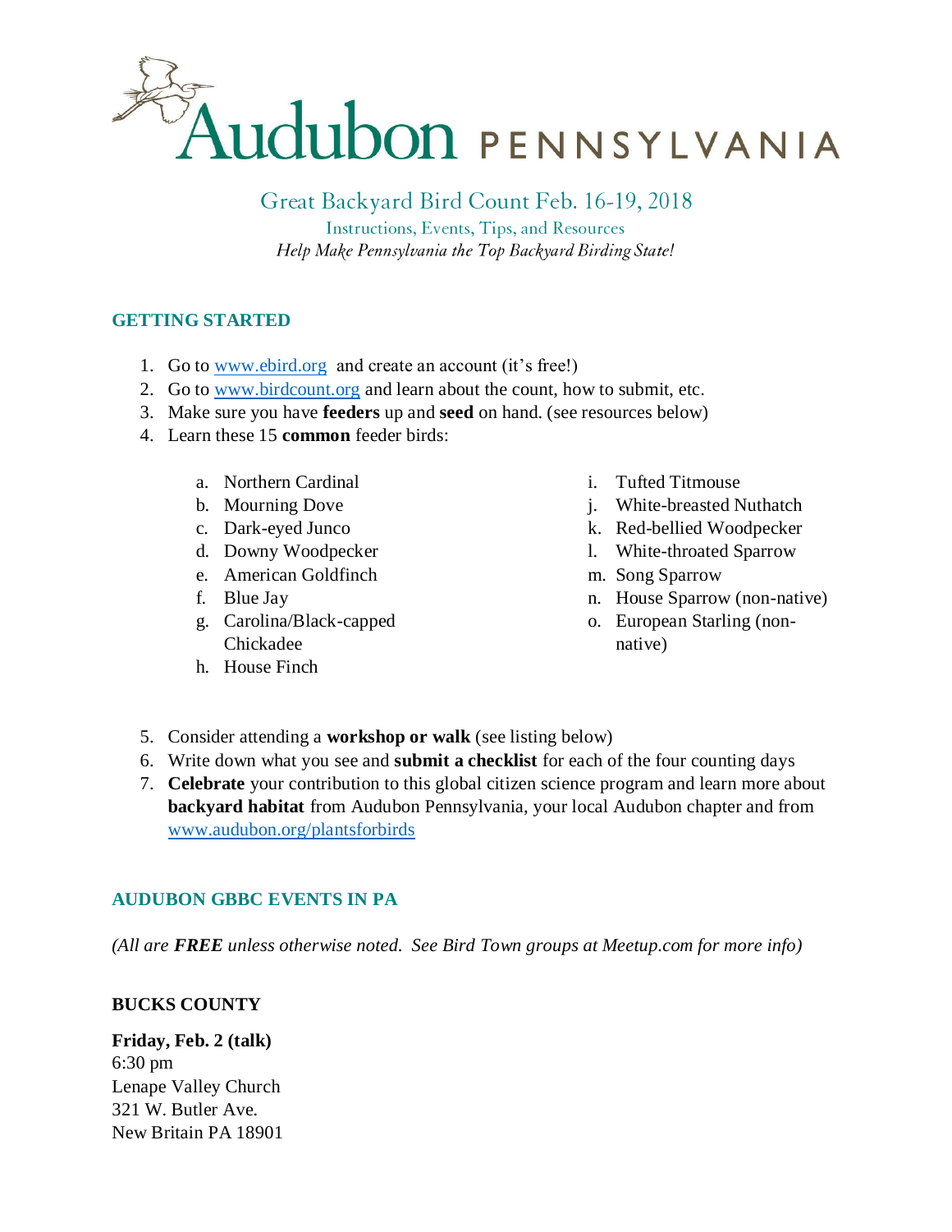# Audubon PENNSYLVANIA

## Great Backyard Bird Count Feb. 16-19, 2018

Instructions, Events, Tips, and Resources

*Help Make Pennsylvania the Top Backyard Birding State!*

### GETTING STARTED

1. Go to [www.ebird.org](http://www.ebird.org) and create an account (it's free!)
2. Go to [www.birdcount.org](http://www.birdcount.org) and learn about the count, how to submit, etc.
3. Make sure you have **feeders** up and **seed** on hand. (see resources below)
4. Learn these 15 **common** feeder birds:
    a. Northern Cardinal
    b. Mourning Dove
    c. Dark-eyed Junco
    d. Downy Woodpecker
    e. American Goldfinch
    f. Blue Jay
    g. Carolina/Black-capped Chickadee
    h. House Finch
    i. Tufted Titmouse
    j. White-breasted Nuthatch
    k. Red-bellied Woodpecker
    l. White-throated Sparrow
    m. Song Sparrow
    n. House Sparrow (non-native)
    o. European Starling (non-native)
5. Consider attending a **workshop or walk** (see listing below)
6. Write down what you see and **submit a checklist** for each of the four counting days
7. **Celebrate** your contribution to this global citizen science program and learn more about **backyard habitat** from Audubon Pennsylvania, your local Audubon chapter and from [www.audubon.org/plantsforbirds](http://www.audubon.org/plantsforbirds)

### AUDUBON GBBC EVENTS IN PA

*(All are **FREE** unless otherwise noted. See Bird Town groups at Meetup.com for more info)*

**BUCKS COUNTY**

**Friday, Feb. 2 (talk)**
6:30 pm
Lenape Valley Church
321 W. Butler Ave.
New Britain PA 18901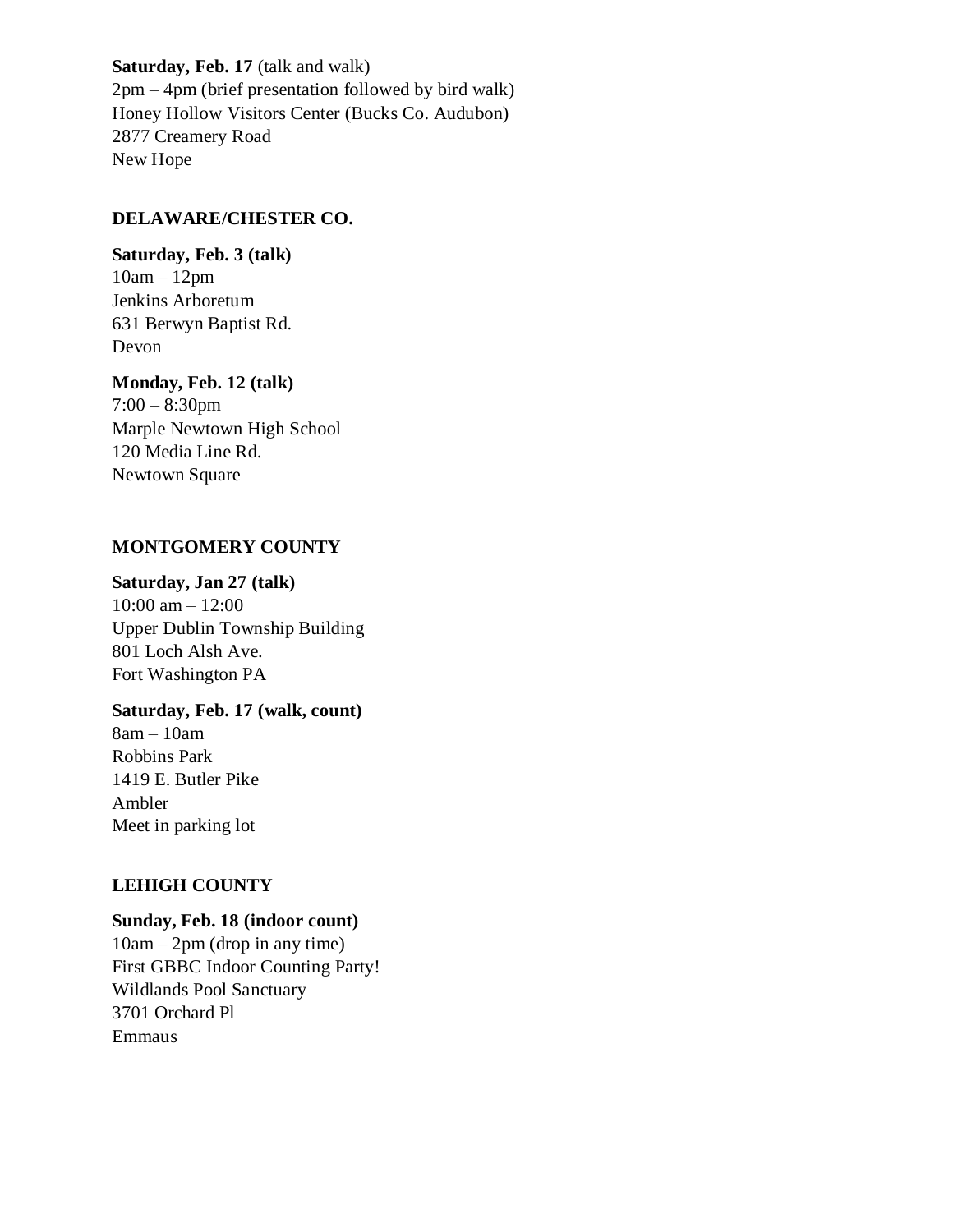**Saturday, Feb. 17** (talk and walk)
2pm – 4pm (brief presentation followed by bird walk)
Honey Hollow Visitors Center (Bucks Co. Audubon)
2877 Creamery Road
New Hope

### DELAWARE/CHESTER CO.

**Saturday, Feb. 3 (talk)**
10am – 12pm
Jenkins Arboretum
631 Berwyn Baptist Rd.
Devon

**Monday, Feb. 12 (talk)**
7:00 – 8:30pm
Marple Newtown High School
120 Media Line Rd.
Newtown Square

### MONTGOMERY COUNTY

**Saturday, Jan 27 (talk)**
10:00 am – 12:00
Upper Dublin Township Building
801 Loch Alsh Ave.
Fort Washington PA

**Saturday, Feb. 17 (walk, count)**
8am – 10am
Robbins Park
1419 E. Butler Pike
Ambler
Meet in parking lot

### LEHIGH COUNTY

**Sunday, Feb. 18 (indoor count)**
10am – 2pm (drop in any time)
First GBBC Indoor Counting Party!
Wildlands Pool Sanctuary
3701 Orchard Pl
Emmaus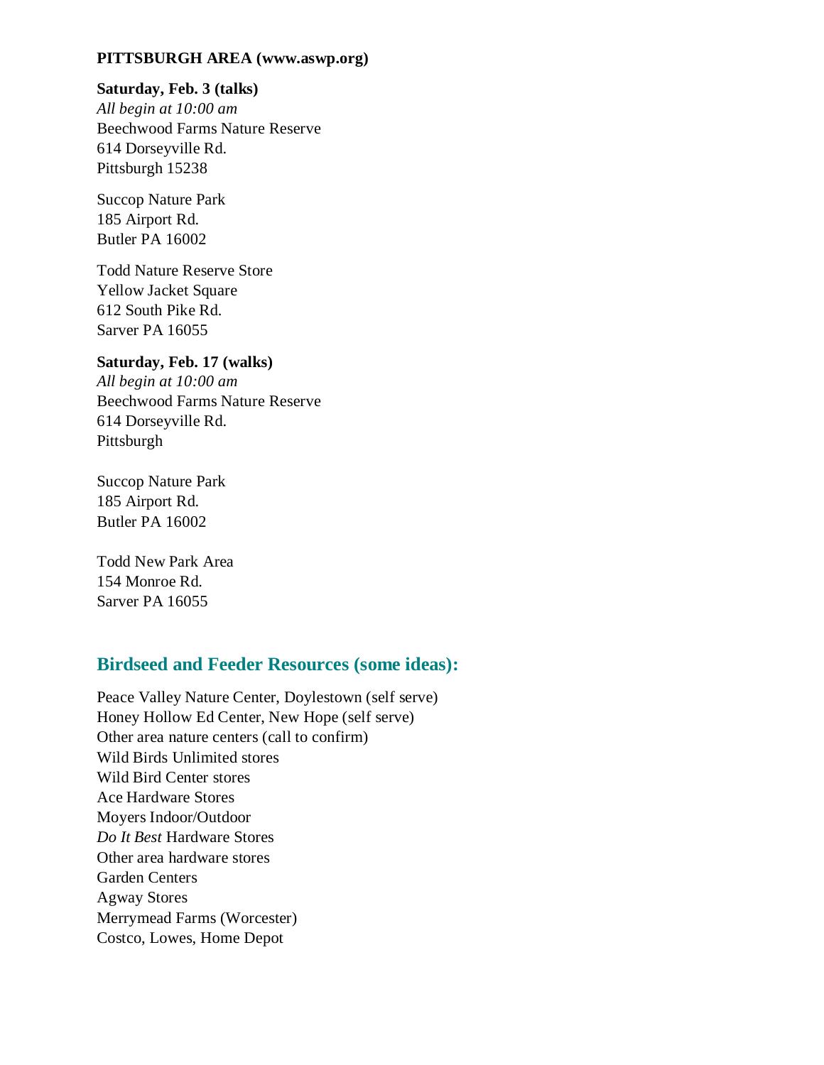**PITTSBURGH AREA (www.aswp.org)**

**Saturday, Feb. 3 (talks)**
*All begin at 10:00 am*
Beechwood Farms Nature Reserve
614 Dorseyville Rd.
Pittsburgh 15238

Succop Nature Park
185 Airport Rd.
Butler PA 16002

Todd Nature Reserve Store
Yellow Jacket Square
612 South Pike Rd.
Sarver PA 16055

**Saturday, Feb. 17 (walks)**
*All begin at 10:00 am*
Beechwood Farms Nature Reserve
614 Dorseyville Rd.
Pittsburgh

Succop Nature Park
185 Airport Rd.
Butler PA 16002

Todd New Park Area
154 Monroe Rd.
Sarver PA 16055

## Birdseed and Feeder Resources (some ideas):

Peace Valley Nature Center, Doylestown (self serve)
Honey Hollow Ed Center, New Hope (self serve)
Other area nature centers (call to confirm)
Wild Birds Unlimited stores
Wild Bird Center stores
Ace Hardware Stores
Moyers Indoor/Outdoor
*Do It Best* Hardware Stores
Other area hardware stores
Garden Centers
Agway Stores
Merrymead Farms (Worcester)
Costco, Lowes, Home Depot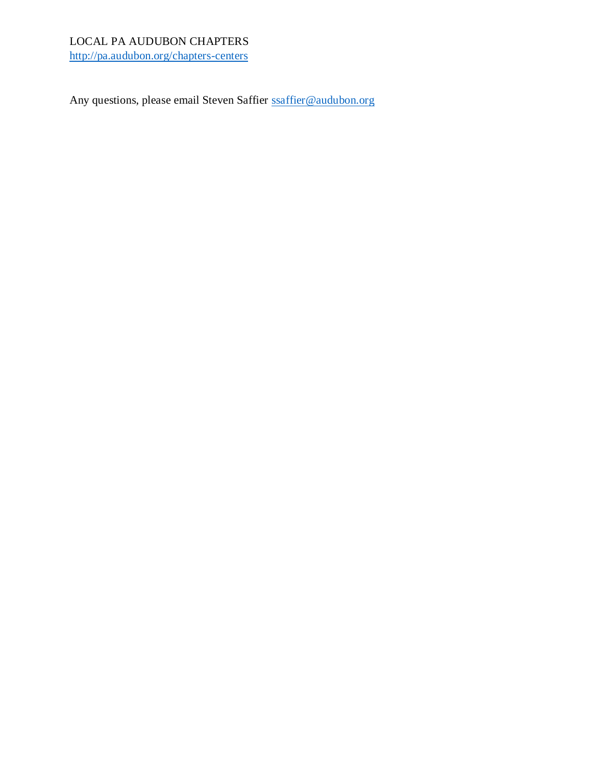LOCAL PA AUDUBON CHAPTERS
http://pa.audubon.org/chapters-centers

Any questions, please email Steven Saffier ssaffier@audubon.org